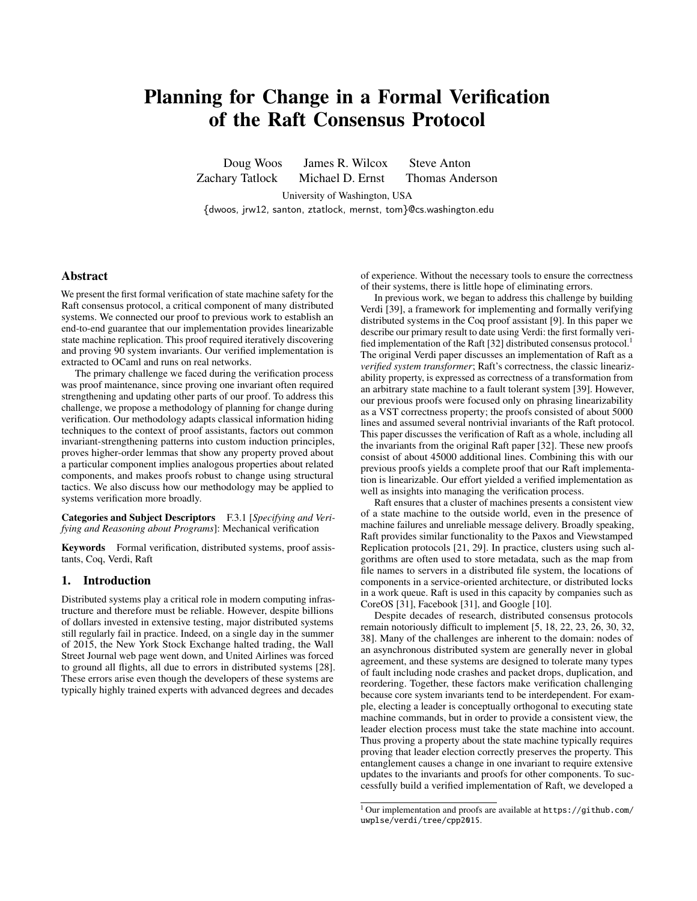# Planning for Change in a Formal Verification of the Raft Consensus Protocol

Doug Woos James R. Wilcox Steve Anton
Zachary Tatlock Michael D. Ernst Thomas Anderson

University of Washington, USA
{dwoos, jrw12, santon, ztatlock, mernst, tom}@cs.washington.edu

## Abstract

We present the first formal verification of state machine safety for the Raft consensus protocol, a critical component of many distributed systems. We connected our proof to previous work to establish an end-to-end guarantee that our implementation provides linearizable state machine replication. This proof required iteratively discovering and proving 90 system invariants. Our verified implementation is extracted to OCaml and runs on real networks.

The primary challenge we faced during the verification process was proof maintenance, since proving one invariant often required strengthening and updating other parts of our proof. To address this challenge, we propose a methodology of planning for change during verification. Our methodology adapts classical information hiding techniques to the context of proof assistants, factors out common invariant-strengthening patterns into custom induction principles, proves higher-order lemmas that show any property proved about a particular component implies analogous properties about related components, and makes proofs robust to change using structural tactics. We also discuss how our methodology may be applied to systems verification more broadly.

**Categories and Subject Descriptors** F.3.1 [*Specifying and Verifying and Reasoning about Programs*]: Mechanical verification

**Keywords** Formal verification, distributed systems, proof assistants, Coq, Verdi, Raft

## 1. Introduction

Distributed systems play a critical role in modern computing infrastructure and therefore must be reliable. However, despite billions of dollars invested in extensive testing, major distributed systems still regularly fail in practice. Indeed, on a single day in the summer of 2015, the New York Stock Exchange halted trading, the Wall Street Journal web page went down, and United Airlines was forced to ground all flights, all due to errors in distributed systems [28]. These errors arise even though the developers of these systems are typically highly trained experts with advanced degrees and decades of experience. Without the necessary tools to ensure the correctness of their systems, there is little hope of eliminating errors.

In previous work, we began to address this challenge by building Verdi [39], a framework for implementing and formally verifying distributed systems in the Coq proof assistant [9]. In this paper we describe our primary result to date using Verdi: the first formally verified implementation of the Raft [32] distributed consensus protocol.[1] The original Verdi paper discusses an implementation of Raft as a *verified system transformer*; Raft's correctness, the classic linearizability property, is expressed as correctness of a transformation from an arbitrary state machine to a fault tolerant system [39]. However, our previous proofs were focused only on phrasing linearizability as a VST correctness property; the proofs consisted of about 5000 lines and assumed several nontrivial invariants of the Raft protocol. This paper discusses the verification of Raft as a whole, including all the invariants from the original Raft paper [32]. These new proofs consist of about 45000 additional lines. Combining this with our previous proofs yields a complete proof that our Raft implementation is linearizable. Our effort yielded a verified implementation as well as insights into managing the verification process.

Raft ensures that a cluster of machines presents a consistent view of a state machine to the outside world, even in the presence of machine failures and unreliable message delivery. Broadly speaking, Raft provides similar functionality to the Paxos and Viewstamped Replication protocols [21, 29]. In practice, clusters using such algorithms are often used to store metadata, such as the map from file names to servers in a distributed file system, the locations of components in a service-oriented architecture, or distributed locks in a work queue. Raft is used in this capacity by companies such as CoreOS [31], Facebook [31], and Google [10].

Despite decades of research, distributed consensus protocols remain notoriously difficult to implement [5, 18, 22, 23, 26, 30, 32, 38]. Many of the challenges are inherent to the domain: nodes of an asynchronous distributed system are generally never in global agreement, and these systems are designed to tolerate many types of fault including node crashes and packet drops, duplication, and reordering. Together, these factors make verification challenging because core system invariants tend to be interdependent. For example, electing a leader is conceptually orthogonal to executing state machine commands, but in order to provide a consistent view, the leader election process must take the state machine into account. Thus proving a property about the state machine typically requires proving that leader election correctly preserves the property. This entanglement causes a change in one invariant to require extensive updates to the invariants and proofs for other components. To successfully build a verified implementation of Raft, we developed a

[1] Our implementation and proofs are available at https://github.com/uwplse/verdi/tree/cpp2015.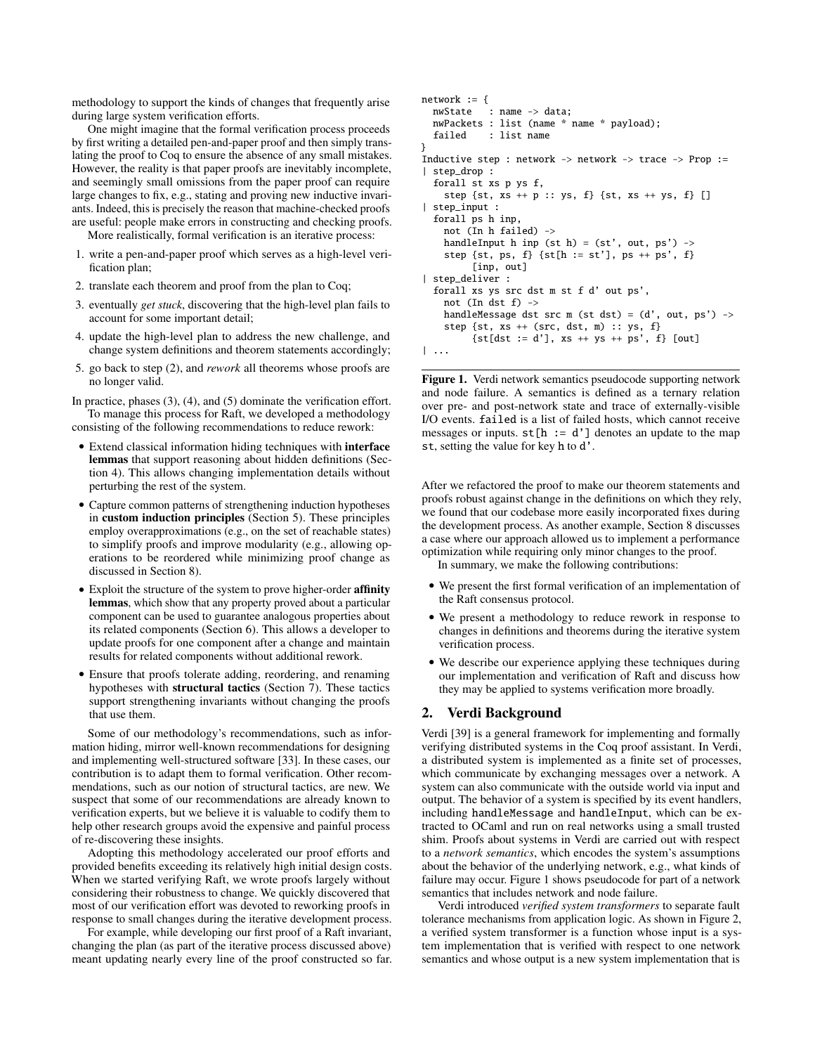methodology to support the kinds of changes that frequently arise during large system verification efforts.

One might imagine that the formal verification process proceeds by first writing a detailed pen-and-paper proof and then simply translating the proof to Coq to ensure the absence of any small mistakes. However, the reality is that paper proofs are inevitably incomplete, and seemingly small omissions from the paper proof can require large changes to fix, e.g., stating and proving new inductive invariants. Indeed, this is precisely the reason that machine-checked proofs are useful: people make errors in constructing and checking proofs.

More realistically, formal verification is an iterative process:

1. write a pen-and-paper proof which serves as a high-level verification plan;
2. translate each theorem and proof from the plan to Coq;
3. eventually *get stuck*, discovering that the high-level plan fails to account for some important detail;
4. update the high-level plan to address the new challenge, and change system definitions and theorem statements accordingly;
5. go back to step (2), and *rework* all theorems whose proofs are no longer valid.

In practice, phases (3), (4), and (5) dominate the verification effort.

To manage this process for Raft, we developed a methodology consisting of the following recommendations to reduce rework:

- Extend classical information hiding techniques with **interface lemmas** that support reasoning about hidden definitions (Section 4). This allows changing implementation details without perturbing the rest of the system.
- Capture common patterns of strengthening induction hypotheses in **custom induction principles** (Section 5). These principles employ overapproximations (e.g., on the set of reachable states) to simplify proofs and improve modularity (e.g., allowing operations to be reordered while minimizing proof change as discussed in Section 8).
- Exploit the structure of the system to prove higher-order **affinity lemmas**, which show that any property proved about a particular component can be used to guarantee analogous properties about its related components (Section 6). This allows a developer to update proofs for one component after a change and maintain results for related components without additional rework.
- Ensure that proofs tolerate adding, reordering, and renaming hypotheses with **structural tactics** (Section 7). These tactics support strengthening invariants without changing the proofs that use them.

Some of our methodology's recommendations, such as information hiding, mirror well-known recommendations for designing and implementing well-structured software [33]. In these cases, our contribution is to adapt them to formal verification. Other recommendations, such as our notion of structural tactics, are new. We suspect that some of our recommendations are already known to verification experts, but we believe it is valuable to codify them to help other research groups avoid the expensive and painful process of re-discovering these insights.

Adopting this methodology accelerated our proof efforts and provided benefits exceeding its relatively high initial design costs. When we started verifying Raft, we wrote proofs largely without considering their robustness to change. We quickly discovered that most of our verification effort was devoted to reworking proofs in response to small changes during the iterative development process.

For example, while developing our first proof of a Raft invariant, changing the plan (as part of the iterative process discussed above) meant updating nearly every line of the proof constructed so far.

```
network := {
  nwState   : name -> data;
  nwPackets : list (name * name * payload);
  failed    : list name
}
Inductive step : network -> network -> trace -> Prop :=
| step_drop :
  forall st xs p ys f,
    step {st, xs ++ p :: ys, f} {st, xs ++ ys, f} []
| step_input :
  forall ps h inp,
    not (In h failed) ->
    handleInput h inp (st h) = (st', out, ps') ->
    step {st, ps, f} {st[h := st'], ps ++ ps', f}
         [inp, out]
| step_deliver :
  forall xs ys src dst m st f d' out ps',
    not (In dst f) ->
    handleMessage dst src m (st dst) = (d', out, ps') ->
    step {st, xs ++ (src, dst, m) :: ys, f}
         {st[dst := d'], xs ++ ys ++ ps', f} [out]
| ...
```

**Figure 1.** Verdi network semantics pseudocode supporting network and node failure. A semantics is defined as a ternary relation over pre- and post-network state and trace of externally-visible I/O events. `failed` is a list of failed hosts, which cannot receive messages or inputs. `st[h := d']` denotes an update to the map `st`, setting the value for key `h` to `d'`.

After we refactored the proof to make our theorem statements and proofs robust against change in the definitions on which they rely, we found that our codebase more easily incorporated fixes during the development process. As another example, Section 8 discusses a case where our approach allowed us to implement a performance optimization while requiring only minor changes to the proof.

In summary, we make the following contributions:

- We present the first formal verification of an implementation of the Raft consensus protocol.
- We present a methodology to reduce rework in response to changes in definitions and theorems during the iterative system verification process.
- We describe our experience applying these techniques during our implementation and verification of Raft and discuss how they may be applied to systems verification more broadly.

## 2. Verdi Background

Verdi [39] is a general framework for implementing and formally verifying distributed systems in the Coq proof assistant. In Verdi, a distributed system is implemented as a finite set of processes, which communicate by exchanging messages over a network. A system can also communicate with the outside world via input and output. The behavior of a system is specified by its event handlers, including `handleMessage` and `handleInput`, which can be extracted to OCaml and run on real networks using a small trusted shim. Proofs about systems in Verdi are carried out with respect to a *network semantics*, which encodes the system's assumptions about the behavior of the underlying network, e.g., what kinds of failure may occur. Figure 1 shows pseudocode for part of a network semantics that includes network and node failure.

Verdi introduced *verified system transformers* to separate fault tolerance mechanisms from application logic. As shown in Figure 2, a verified system transformer is a function whose input is a system implementation that is verified with respect to one network semantics and whose output is a new system implementation that is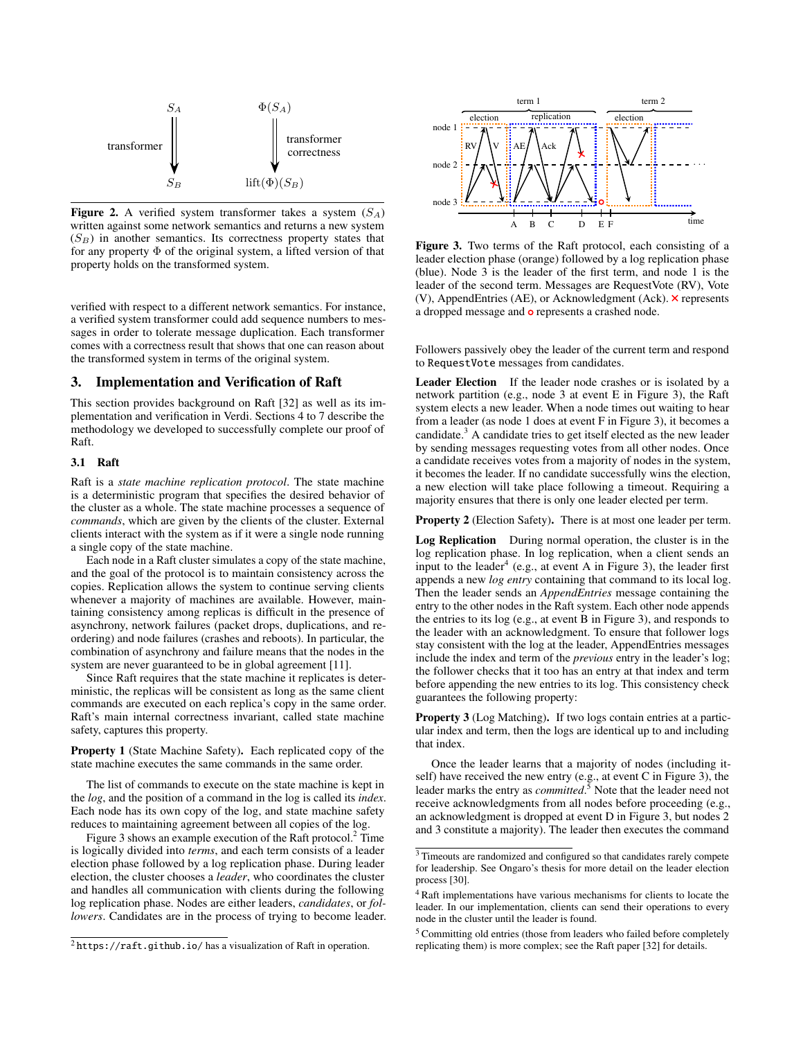Figure 2. A verified system transformer takes a system ($S_A$) written against some network semantics and returns a new system ($S_B$) in another semantics. Its correctness property states that for any property $\Phi$ of the original system, a lifted version of that property holds on the transformed system.

verified with respect to a different network semantics. For instance, a verified system transformer could add sequence numbers to messages in order to tolerate message duplication. Each transformer comes with a correctness result that shows that one can reason about the transformed system in terms of the original system.

## 3. Implementation and Verification of Raft

This section provides background on Raft [32] as well as its implementation and verification in Verdi. Sections 4 to 7 describe the methodology we developed to successfully complete our proof of Raft.

### 3.1 Raft

Raft is a *state machine replication protocol*. The state machine is a deterministic program that specifies the desired behavior of the cluster as a whole. The state machine processes a sequence of *commands*, which are given by the clients of the cluster. External clients interact with the system as if it were a single node running a single copy of the state machine.

Each node in a Raft cluster simulates a copy of the state machine, and the goal of the protocol is to maintain consistency across the copies. Replication allows the system to continue serving clients whenever a majority of machines are available. However, maintaining consistency among replicas is difficult in the presence of asynchrony, network failures (packet drops, duplications, and reordering) and node failures (crashes and reboots). In particular, the combination of asynchrony and failure means that the nodes in the system are never guaranteed to be in global agreement [11].

Since Raft requires that the state machine it replicates is deterministic, the replicas will be consistent as long as the same client commands are executed on each replica's copy in the same order. Raft's main internal correctness invariant, called state machine safety, captures this property.

**Property 1** (State Machine Safety)**.** Each replicated copy of the state machine executes the same commands in the same order.

The list of commands to execute on the state machine is kept in the *log*, and the position of a command in the log is called its *index*. Each node has its own copy of the log, and state machine safety reduces to maintaining agreement between all copies of the log.

Figure 3 shows an example execution of the Raft protocol.[2] Time is logically divided into *terms*, and each term consists of a leader election phase followed by a log replication phase. During leader election, the cluster chooses a *leader*, who coordinates the cluster and handles all communication with clients during the following log replication phase. Nodes are either leaders, *candidates*, or *followers*. Candidates are in the process of trying to become leader.

[2] https://raft.github.io/ has a visualization of Raft in operation.

Figure 3. Two terms of the Raft protocol, each consisting of a leader election phase (orange) followed by a log replication phase (blue). Node 3 is the leader of the first term, and node 1 is the leader of the second term. Messages are RequestVote (RV), Vote (V), AppendEntries (AE), or Acknowledgment (Ack). × represents a dropped message and ∘ represents a crashed node.

Followers passively obey the leader of the current term and respond to `RequestVote` messages from candidates.

**Leader Election** If the leader node crashes or is isolated by a network partition (e.g., node 3 at event E in Figure 3), the Raft system elects a new leader. When a node times out waiting to hear from a leader (as node 1 does at event F in Figure 3), it becomes a candidate.[3] A candidate tries to get itself elected as the new leader by sending messages requesting votes from all other nodes. Once a candidate receives votes from a majority of nodes in the system, it becomes the leader. If no candidate successfully wins the election, a new election will take place following a timeout. Requiring a majority ensures that there is only one leader elected per term.

**Property 2** (Election Safety)**.** There is at most one leader per term.

**Log Replication** During normal operation, the cluster is in the log replication phase. In log replication, when a client sends an input to the leader[4] (e.g., at event A in Figure 3), the leader first appends a new *log entry* containing that command to its local log. Then the leader sends an *AppendEntries* message containing the entry to the other nodes in the Raft system. Each other node appends the entries to its log (e.g., at event B in Figure 3), and responds to the leader with an acknowledgment. To ensure that follower logs stay consistent with the log at the leader, AppendEntries messages include the index and term of the *previous* entry in the leader's log; the follower checks that it too has an entry at that index and term before appending the new entries to its log. This consistency check guarantees the following property:

**Property 3** (Log Matching)**.** If two logs contain entries at a particular index and term, then the logs are identical up to and including that index.

Once the leader learns that a majority of nodes (including itself) have received the new entry (e.g., at event C in Figure 3), the leader marks the entry as *committed*.[5] Note that the leader need not receive acknowledgments from all nodes before proceeding (e.g., an acknowledgment is dropped at event D in Figure 3, but nodes 2 and 3 constitute a majority). The leader then executes the command

[3] Timeouts are randomized and configured so that candidates rarely compete for leadership. See Ongaro's thesis for more detail on the leader election process [30].

[4] Raft implementations have various mechanisms for clients to locate the leader. In our implementation, clients can send their operations to every node in the cluster until the leader is found.

[5] Committing old entries (those from leaders who failed before completely replicating them) is more complex; see the Raft paper [32] for details.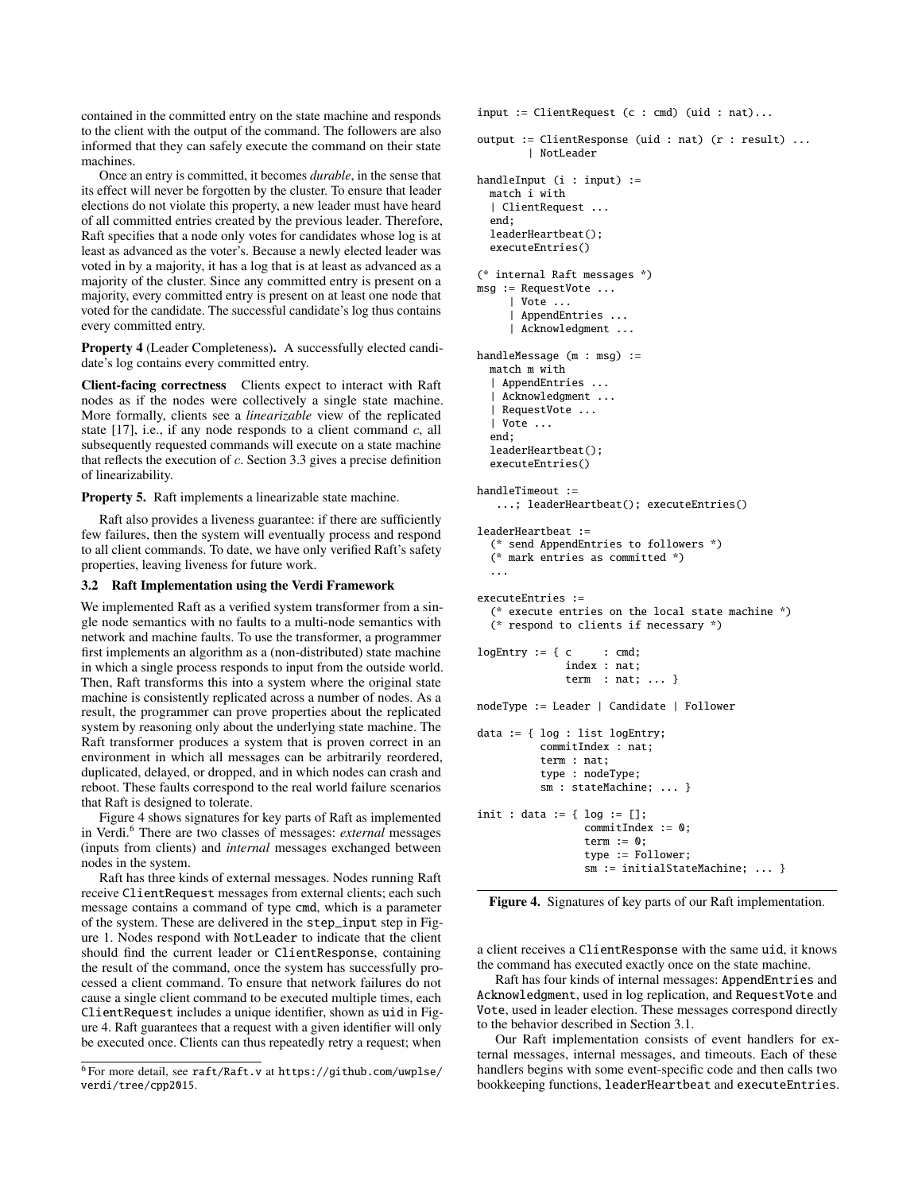contained in the committed entry on the state machine and responds to the client with the output of the command. The followers are also informed that they can safely execute the command on their state machines.

Once an entry is committed, it becomes *durable*, in the sense that its effect will never be forgotten by the cluster. To ensure that leader elections do not violate this property, a new leader must have heard of all committed entries created by the previous leader. Therefore, Raft specifies that a node only votes for candidates whose log is at least as advanced as the voter's. Because a newly elected leader was voted in by a majority, it has a log that is at least as advanced as a majority of the cluster. Since any committed entry is present on a majority, every committed entry is present on at least one node that voted for the candidate. The successful candidate's log thus contains every committed entry.

**Property 4** (Leader Completeness)**.** A successfully elected candidate's log contains every committed entry.

**Client-facing correctness** Clients expect to interact with Raft nodes as if the nodes were collectively a single state machine. More formally, clients see a *linearizable* view of the replicated state [17], i.e., if any node responds to a client command $c$, all subsequently requested commands will execute on a state machine that reflects the execution of $c$. Section 3.3 gives a precise definition of linearizability.

**Property 5.** Raft implements a linearizable state machine.

Raft also provides a liveness guarantee: if there are sufficiently few failures, then the system will eventually process and respond to all client commands. To date, we have only verified Raft's safety properties, leaving liveness for future work.

### 3.2 Raft Implementation using the Verdi Framework

We implemented Raft as a verified system transformer from a single node semantics with no faults to a multi-node semantics with network and machine faults. To use the transformer, a programmer first implements an algorithm as a (non-distributed) state machine in which a single process responds to input from the outside world. Then, Raft transforms this into a system where the original state machine is consistently replicated across a number of nodes. As a result, the programmer can prove properties about the replicated system by reasoning only about the underlying state machine. The Raft transformer produces a system that is proven correct in an environment in which all messages can be arbitrarily reordered, duplicated, delayed, or dropped, and in which nodes can crash and reboot. These faults correspond to the real world failure scenarios that Raft is designed to tolerate.

Figure 4 shows signatures for key parts of Raft as implemented in Verdi.[6] There are two classes of messages: *external* messages (inputs from clients) and *internal* messages exchanged between nodes in the system.

Raft has three kinds of external messages. Nodes running Raft receive ClientRequest messages from external clients; each such message contains a command of type cmd, which is a parameter of the system. These are delivered in the step_input step in Figure 1. Nodes respond with NotLeader to indicate that the client should find the current leader or ClientResponse, containing the result of the command, once the system has successfully processed a client command. To ensure that network failures do not cause a single client command to be executed multiple times, each ClientRequest includes a unique identifier, shown as uid in Figure 4. Raft guarantees that a request with a given identifier will only be executed once. Clients can thus repeatedly retry a request; when

```
input := ClientRequest (c : cmd) (uid : nat)...

output := ClientResponse (uid : nat) (r : result) ...
        | NotLeader

handleInput (i : input) :=
  match i with
  | ClientRequest ...
  end;
  leaderHeartbeat();
  executeEntries()

(* internal Raft messages *)
msg := RequestVote ...
     | Vote ...
     | AppendEntries ...
     | Acknowledgment ...

handleMessage (m : msg) :=
  match m with
  | AppendEntries ...
  | Acknowledgment ...
  | RequestVote ...
  | Vote ...
  end;
  leaderHeartbeat();
  executeEntries()

handleTimeout :=
    ...; leaderHeartbeat(); executeEntries()

leaderHeartbeat :=
  (* send AppendEntries to followers *)
  (* mark entries as committed *)
  ...

executeEntries :=
  (* execute entries on the local state machine *)
  (* respond to clients if necessary *)

logEntry := { c     : cmd;
              index : nat;
              term  : nat; ... }

nodeType := Leader | Candidate | Follower

data := { log : list logEntry;
          commitIndex : nat;
          term : nat;
          type : nodeType;
          sm : stateMachine; ... }

init : data := { log := [];
                 commitIndex := 0;
                 term := 0;
                 type := Follower;
                 sm := initialStateMachine; ... }
```

**Figure 4.** Signatures of key parts of our Raft implementation.

a client receives a ClientResponse with the same uid, it knows the command has executed exactly once on the state machine.

Raft has four kinds of internal messages: AppendEntries and Acknowledgment, used in log replication, and RequestVote and Vote, used in leader election. These messages correspond directly to the behavior described in Section 3.1.

Our Raft implementation consists of event handlers for external messages, internal messages, and timeouts. Each of these handlers begins with some event-specific code and then calls two bookkeeping functions, leaderHeartbeat and executeEntries.

[6] For more detail, see raft/Raft.v at https://github.com/uwplse/verdi/tree/cpp2015.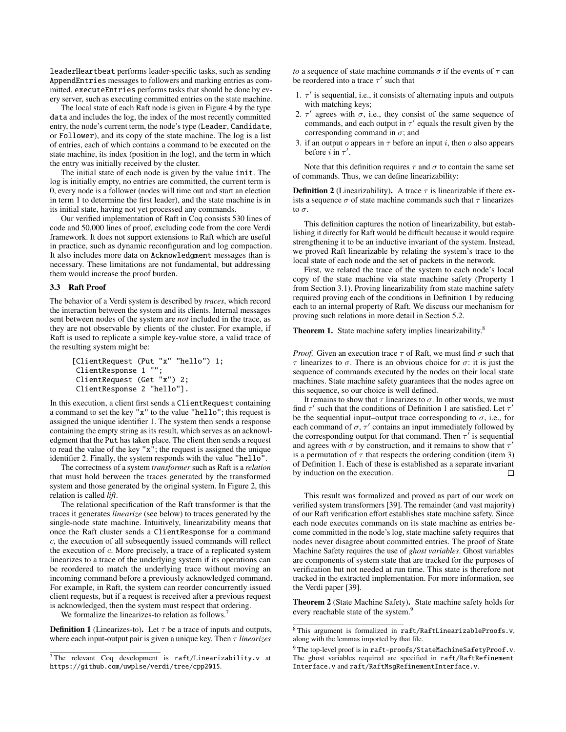`leaderHeartbeat` performs leader-specific tasks, such as sending `AppendEntries` messages to followers and marking entries as committed. `executeEntries` performs tasks that should be done by every server, such as executing committed entries on the state machine.

The local state of each Raft node is given in Figure 4 by the type `data` and includes the log, the index of the most recently committed entry, the node's current term, the node's type (`Leader`, `Candidate`, or `Follower`), and its copy of the state machine. The log is a list of entries, each of which contains a command to be executed on the state machine, its index (position in the log), and the term in which the entry was initially received by the cluster.

The initial state of each node is given by the value `init`. The log is initially empty, no entries are committed, the current term is 0, every node is a follower (nodes will time out and start an election in term 1 to determine the first leader), and the state machine is in its initial state, having not yet processed any commands.

Our verified implementation of Raft in Coq consists 530 lines of code and 50,000 lines of proof, excluding code from the core Verdi framework. It does not support extensions to Raft which are useful in practice, such as dynamic reconfiguration and log compaction. It also includes more data on `Acknowledgment` messages than is necessary. These limitations are not fundamental, but addressing them would increase the proof burden.

### 3.3 Raft Proof

The behavior of a Verdi system is described by *traces*, which record the interaction between the system and its clients. Internal messages sent between nodes of the system are *not* included in the trace, as they are not observable by clients of the cluster. For example, if Raft is used to replicate a simple key-value store, a valid trace of the resulting system might be:

```
[ClientRequest (Put "x" "hello") 1;
 ClientResponse 1 "";
 ClientRequest (Get "x") 2;
 ClientResponse 2 "hello"].
```

In this execution, a client first sends a `ClientRequest` containing a command to set the key `"x"` to the value `"hello"`; this request is assigned the unique identifier 1. The system then sends a response containing the empty string as its result, which serves as an acknowledgment that the `Put` has taken place. The client then sends a request to read the value of the key `"x"`; the request is assigned the unique identifier 2. Finally, the system responds with the value `"hello"`.

The correctness of a system *transformer* such as Raft is a *relation* that must hold between the traces generated by the transformed system and those generated by the original system. In Figure 2, this relation is called *lift*.

The relational specification of the Raft transformer is that the traces it generates *linearize* (see below) to traces generated by the single-node state machine. Intuitively, linearizability means that once the Raft cluster sends a `ClientResponse` for a command $c$, the execution of all subsequently issued commands will reflect the execution of $c$. More precisely, a trace of a replicated system linearizes to a trace of the underlying system if its operations can be reordered to match the underlying trace without moving an incoming command before a previously acknowledged command. For example, in Raft, the system can reorder concurrently issued client requests, but if a request is received after a previous request is acknowledged, then the system must respect that ordering.

We formalize the linearizes-to relation as follows.[7]

**Definition 1** (Linearizes-to). Let $\tau$ be a trace of inputs and outputs, where each input-output pair is given a unique key. Then $\tau$ *linearizes to* a sequence of state machine commands $\sigma$ if the events of $\tau$ can be reordered into a trace $\tau'$ such that

1. $\tau'$ is sequential, i.e., it consists of alternating inputs and outputs with matching keys;
2. $\tau'$ agrees with $\sigma$, i.e., they consist of the same sequence of commands, and each output in $\tau'$ equals the result given by the corresponding command in $\sigma$; and
3. if an output $o$ appears in $\tau$ before an input $i$, then $o$ also appears before $i$ in $\tau'$.

Note that this definition requires $\tau$ and $\sigma$ to contain the same set of commands. Thus, we can define linearizability:

**Definition 2** (Linearizability). A trace $\tau$ is linearizable if there exists a sequence $\sigma$ of state machine commands such that $\tau$ linearizes to $\sigma$.

This definition captures the notion of linearizability, but establishing it directly for Raft would be difficult because it would require strengthening it to be an inductive invariant of the system. Instead, we proved Raft linearizable by relating the system's trace to the local state of each node and the set of packets in the network.

First, we related the trace of the system to each node's local copy of the state machine via state machine safety (Property 1 from Section 3.1). Proving linearizability from state machine safety required proving each of the conditions in Definition 1 by reducing each to an internal property of Raft. We discuss our mechanism for proving such relations in more detail in Section 5.2.

**Theorem 1.** State machine safety implies linearizability.[8]

*Proof.* Given an execution trace $\tau$ of Raft, we must find $\sigma$ such that $\tau$ linearizes to $\sigma$. There is an obvious choice for $\sigma$: it is just the sequence of commands executed by the nodes on their local state machines. State machine safety guarantees that the nodes agree on this sequence, so our choice is well defined.

It remains to show that $\tau$ linearizes to $\sigma$. In other words, we must find $\tau'$ such that the conditions of Definition 1 are satisfied. Let $\tau'$ be the sequential input–output trace corresponding to $\sigma$, i.e., for each command of $\sigma$, $\tau'$ contains an input immediately followed by the corresponding output for that command. Then $\tau'$ is sequential and agrees with $\sigma$ by construction, and it remains to show that $\tau'$ is a permutation of $\tau$ that respects the ordering condition (item 3) of Definition 1. Each of these is established as a separate invariant by induction on the execution. □

This result was formalized and proved as part of our work on verified system transformers [39]. The remainder (and vast majority) of our Raft verification effort establishes state machine safety. Since each node executes commands on its state machine as entries become committed in the node's log, state machine safety requires that nodes never disagree about committed entries. The proof of State Machine Safety requires the use of *ghost variables*. Ghost variables are components of system state that are tracked for the purposes of verification but not needed at run time. This state is therefore not tracked in the extracted implementation. For more information, see the Verdi paper [39].

**Theorem 2** (State Machine Safety). State machine safety holds for every reachable state of the system.[9]

---

[7] The relevant Coq development is `raft/Linearizability.v` at `https://github.com/uwplse/verdi/tree/cpp2015`.

[8] This argument is formalized in `raft/RaftLinearizableProofs.v`, along with the lemmas imported by that file.

[9] The top-level proof is in `raft-proofs/StateMachineSafetyProof.v`. The ghost variables required are specified in `raft/RaftRefinementInterface.v` and `raft/RaftMsgRefinementInterface.v`.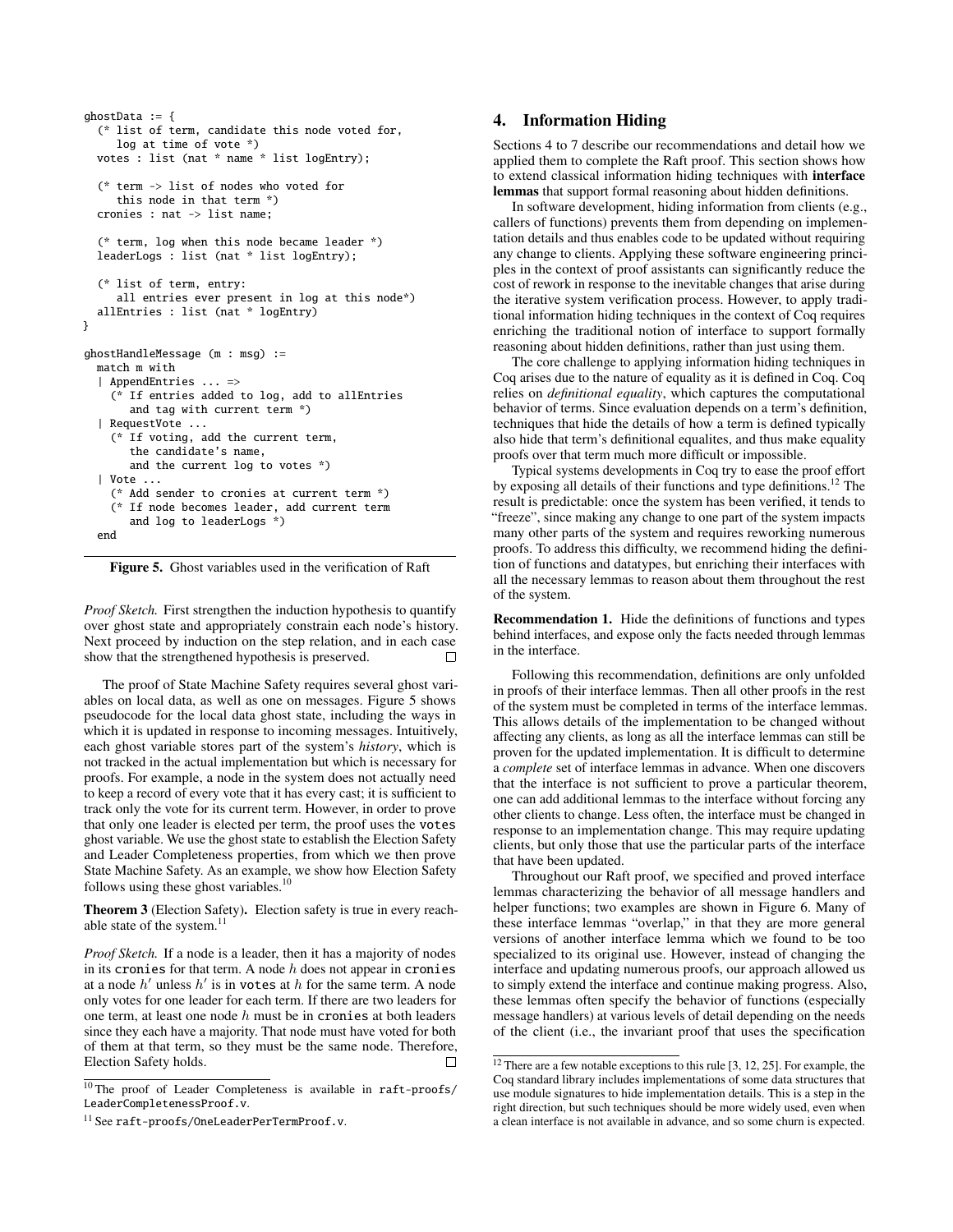```
ghostData := {
  (* list of term, candidate this node voted for,
     log at time of vote *)
  votes : list (nat * name * list logEntry);

  (* term -> list of nodes who voted for
     this node in that term *)
  cronies : nat -> list name;

  (* term, log when this node became leader *)
  leaderLogs : list (nat * list logEntry);

  (* list of term, entry:
     all entries ever present in log at this node*)
  allEntries : list (nat * logEntry)
}

ghostHandleMessage (m : msg) :=
  match m with
  | AppendEntries ... =>
    (* If entries added to log, add to allEntries
       and tag with current term *)
  | RequestVote ...
    (* If voting, add the current term,
       the candidate's name,
       and the current log to votes *)
  | Vote ...
    (* Add sender to cronies at current term *)
    (* If node becomes leader, add current term
       and log to leaderLogs *)
  end
```

**Figure 5.** Ghost variables used in the verification of Raft

*Proof Sketch.* First strengthen the induction hypothesis to quantify over ghost state and appropriately constrain each node's history. Next proceed by induction on the step relation, and in each case show that the strengthened hypothesis is preserved. □

The proof of State Machine Safety requires several ghost variables on local data, as well as one on messages. Figure 5 shows pseudocode for the local data ghost state, including the ways in which it is updated in response to incoming messages. Intuitively, each ghost variable stores part of the system's *history*, which is not tracked in the actual implementation but which is necessary for proofs. For example, a node in the system does not actually need to keep a record of every vote that it has every cast; it is sufficient to track only the vote for its current term. However, in order to prove that only one leader is elected per term, the proof uses the votes ghost variable. We use the ghost state to establish the Election Safety and Leader Completeness properties, from which we then prove State Machine Safety. As an example, we show how Election Safety follows using these ghost variables.[10]

**Theorem 3** (Election Safety)**.** Election safety is true in every reachable state of the system.[11]

*Proof Sketch.* If a node is a leader, then it has a majority of nodes in its cronies for that term. A node $h$ does not appear in cronies at a node $h'$ unless $h'$ is in votes at $h$ for the same term. A node only votes for one leader for each term. If there are two leaders for one term, at least one node $h$ must be in cronies at both leaders since they each have a majority. That node must have voted for both of them at that term, so they must be the same node. Therefore, Election Safety holds. □

[10] The proof of Leader Completeness is available in raft-proofs/LeaderCompletenessProof.v.

[11] See raft-proofs/OneLeaderPerTermProof.v.

## 4. Information Hiding

Sections 4 to 7 describe our recommendations and detail how we applied them to complete the Raft proof. This section shows how to extend classical information hiding techniques with **interface lemmas** that support formal reasoning about hidden definitions.

In software development, hiding information from clients (e.g., callers of functions) prevents them from depending on implementation details and thus enables code to be updated without requiring any change to clients. Applying these software engineering principles in the context of proof assistants can significantly reduce the cost of rework in response to the inevitable changes that arise during the iterative system verification process. However, to apply traditional information hiding techniques in the context of Coq requires enriching the traditional notion of interface to support formally reasoning about hidden definitions, rather than just using them.

The core challenge to applying information hiding techniques in Coq arises due to the nature of equality as it is defined in Coq. Coq relies on *definitional equality*, which captures the computational behavior of terms. Since evaluation depends on a term's definition, techniques that hide the details of how a term is defined typically also hide that term's definitional equalites, and thus make equality proofs over that term much more difficult or impossible.

Typical systems developments in Coq try to ease the proof effort by exposing all details of their functions and type definitions.[12] The result is predictable: once the system has been verified, it tends to "freeze", since making any change to one part of the system impacts many other parts of the system and requires reworking numerous proofs. To address this difficulty, we recommend hiding the definition of functions and datatypes, but enriching their interfaces with all the necessary lemmas to reason about them throughout the rest of the system.

**Recommendation 1.** Hide the definitions of functions and types behind interfaces, and expose only the facts needed through lemmas in the interface.

Following this recommendation, definitions are only unfolded in proofs of their interface lemmas. Then all other proofs in the rest of the system must be completed in terms of the interface lemmas. This allows details of the implementation to be changed without affecting any clients, as long as all the interface lemmas can still be proven for the updated implementation. It is difficult to determine a *complete* set of interface lemmas in advance. When one discovers that the interface is not sufficient to prove a particular theorem, one can add additional lemmas to the interface without forcing any other clients to change. Less often, the interface must be changed in response to an implementation change. This may require updating clients, but only those that use the particular parts of the interface that have been updated.

Throughout our Raft proof, we specified and proved interface lemmas characterizing the behavior of all message handlers and helper functions; two examples are shown in Figure 6. Many of these interface lemmas "overlap," in that they are more general versions of another interface lemma which we found to be too specialized to its original use. However, instead of changing the interface and updating numerous proofs, our approach allowed us to simply extend the interface and continue making progress. Also, these lemmas often specify the behavior of functions (especially message handlers) at various levels of detail depending on the needs of the client (i.e., the invariant proof that uses the specification

[12] There are a few notable exceptions to this rule [3, 12, 25]. For example, the Coq standard library includes implementations of some data structures that use module signatures to hide implementation details. This is a step in the right direction, but such techniques should be more widely used, even when a clean interface is not available in advance, and so some churn is expected.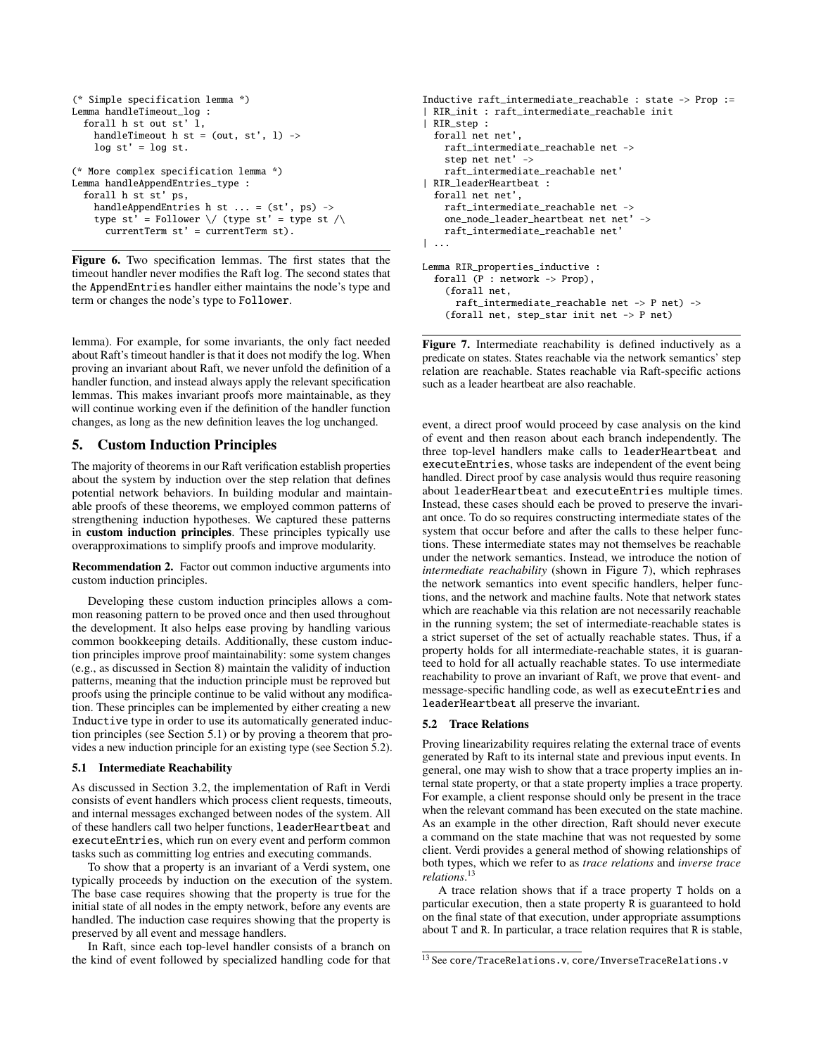```
(* Simple specification lemma *)
Lemma handleTimeout_log :
  forall h st out st' l,
    handleTimeout h st = (out, st', l) ->
    log st' = log st.

(* More complex specification lemma *)
Lemma handleAppendEntries_type :
  forall h st st' ps,
    handleAppendEntries h st ... = (st', ps) ->
    type st' = Follower \/ (type st' = type st /\
      currentTerm st' = currentTerm st).
```

**Figure 6.** Two specification lemmas. The first states that the timeout handler never modifies the Raft log. The second states that the AppendEntries handler either maintains the node's type and term or changes the node's type to Follower.

lemma). For example, for some invariants, the only fact needed about Raft's timeout handler is that it does not modify the log. When proving an invariant about Raft, we never unfold the definition of a handler function, and instead always apply the relevant specification lemmas. This makes invariant proofs more maintainable, as they will continue working even if the definition of the handler function changes, as long as the new definition leaves the log unchanged.

## 5. Custom Induction Principles

The majority of theorems in our Raft verification establish properties about the system by induction over the step relation that defines potential network behaviors. In building modular and maintainable proofs of these theorems, we employed common patterns of strengthening induction hypotheses. We captured these patterns in **custom induction principles**. These principles typically use overapproximations to simplify proofs and improve modularity.

**Recommendation 2.** Factor out common inductive arguments into custom induction principles.

Developing these custom induction principles allows a common reasoning pattern to be proved once and then used throughout the development. It also helps ease proving by handling various common bookkeeping details. Additionally, these custom induction principles improve proof maintainability: some system changes (e.g., as discussed in Section 8) maintain the validity of induction patterns, meaning that the induction principle must be reproved but proofs using the principle continue to be valid without any modification. These principles can be implemented by either creating a new Inductive type in order to use its automatically generated induction principles (see Section 5.1) or by proving a theorem that provides a new induction principle for an existing type (see Section 5.2).

### 5.1 Intermediate Reachability

As discussed in Section 3.2, the implementation of Raft in Verdi consists of event handlers which process client requests, timeouts, and internal messages exchanged between nodes of the system. All of these handlers call two helper functions, leaderHeartbeat and executeEntries, which run on every event and perform common tasks such as committing log entries and executing commands.

To show that a property is an invariant of a Verdi system, one typically proceeds by induction on the execution of the system. The base case requires showing that the property is true for the initial state of all nodes in the empty network, before any events are handled. The induction case requires showing that the property is preserved by all event and message handlers.

In Raft, since each top-level handler consists of a branch on the kind of event followed by specialized handling code for that

```
Inductive raft_intermediate_reachable : state -> Prop :=
| RIR_init : raft_intermediate_reachable init
| RIR_step :
  forall net net',
    raft_intermediate_reachable net ->
    step net net' ->
    raft_intermediate_reachable net'
| RIR_leaderHeartbeat :
  forall net net',
    raft_intermediate_reachable net ->
    one_node_leader_heartbeat net net' ->
    raft_intermediate_reachable net'
| ...

Lemma RIR_properties_inductive :
  forall (P : network -> Prop),
    (forall net,
      raft_intermediate_reachable net -> P net) ->
    (forall net, step_star init net -> P net)
```

**Figure 7.** Intermediate reachability is defined inductively as a predicate on states. States reachable via the network semantics' step relation are reachable. States reachable via Raft-specific actions such as a leader heartbeat are also reachable.

event, a direct proof would proceed by case analysis on the kind of event and then reason about each branch independently. The three top-level handlers make calls to leaderHeartbeat and executeEntries, whose tasks are independent of the event being handled. Direct proof by case analysis would thus require reasoning about leaderHeartbeat and executeEntries multiple times. Instead, these cases should each be proved to preserve the invariant once. To do so requires constructing intermediate states of the system that occur before and after the calls to these helper functions. These intermediate states may not themselves be reachable under the network semantics. Instead, we introduce the notion of *intermediate reachability* (shown in Figure 7), which rephrases the network semantics into event specific handlers, helper functions, and the network and machine faults. Note that network states which are reachable via this relation are not necessarily reachable in the running system; the set of intermediate-reachable states is a strict superset of the set of actually reachable states. Thus, if a property holds for all intermediate-reachable states, it is guaranteed to hold for all actually reachable states. To use intermediate reachability to prove an invariant of Raft, we prove that event- and message-specific handling code, as well as executeEntries and leaderHeartbeat all preserve the invariant.

### 5.2 Trace Relations

Proving linearizability requires relating the external trace of events generated by Raft to its internal state and previous input events. In general, one may wish to show that a trace property implies an internal state property, or that a state property implies a trace property. For example, a client response should only be present in the trace when the relevant command has been executed on the state machine. As an example in the other direction, Raft should never execute a command on the state machine that was not requested by some client. Verdi provides a general method of showing relationships of both types, which we refer to as *trace relations* and *inverse trace relations*.[13]

A trace relation shows that if a trace property T holds on a particular execution, then a state property R is guaranteed to hold on the final state of that execution, under appropriate assumptions about T and R. In particular, a trace relation requires that R is stable,

[13] See core/TraceRelations.v, core/InverseTraceRelations.v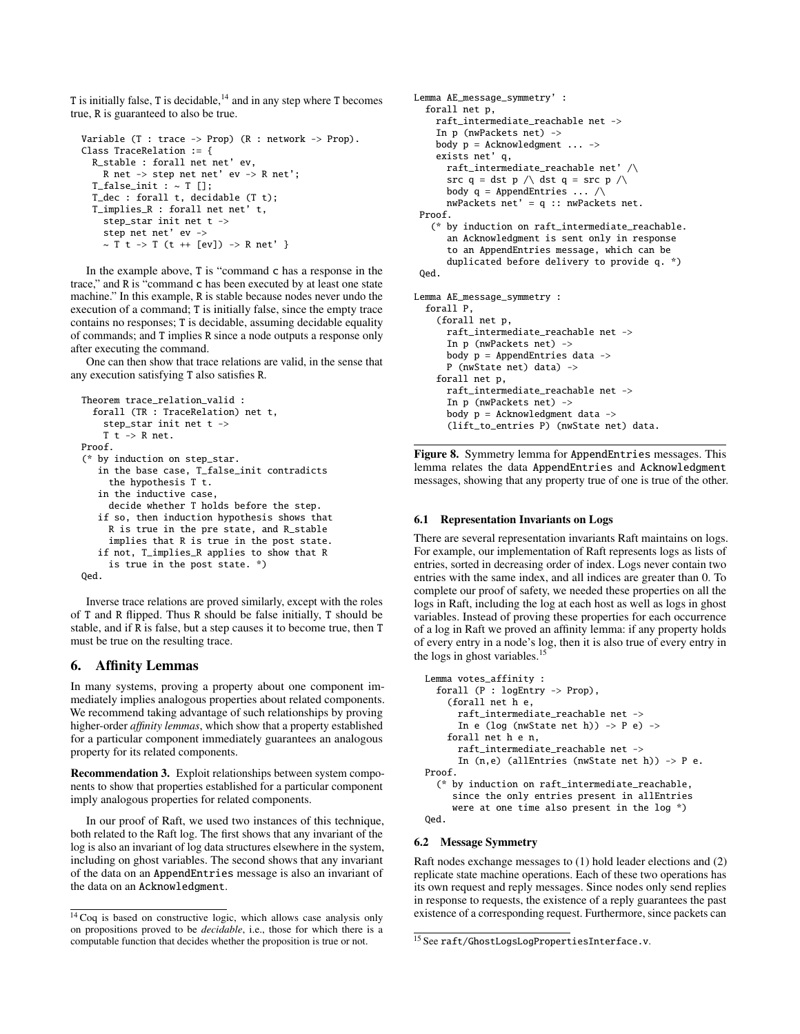T is initially false, T is decidable,[14] and in any step where T becomes true, R is guaranteed to also be true.

```
Variable (T : trace -> Prop) (R : network -> Prop).
Class TraceRelation := {
  R_stable : forall net net' ev,
    R net -> step net net' ev -> R net';
  T_false_init : ~ T [];
  T_dec : forall t, decidable (T t);
  T_implies_R : forall net net' t,
    step_star init net t ->
    step net net' ev ->
    ~ T t -> T (t ++ [ev]) -> R net' }
```

In the example above, T is "command c has a response in the trace," and R is "command c has been executed by at least one state machine." In this example, R is stable because nodes never undo the execution of a command; T is initially false, since the empty trace contains no responses; T is decidable, assuming decidable equality of commands; and T implies R since a node outputs a response only after executing the command.

One can then show that trace relations are valid, in the sense that any execution satisfying T also satisfies R.

```
Theorem trace_relation_valid :
  forall (TR : TraceRelation) net t,
    step_star init net t ->
    T t -> R net.
Proof.
(* by induction on step_star.
   in the base case, T_false_init contradicts
     the hypothesis T t.
   in the inductive case,
     decide whether T holds before the step.
   if so, then induction hypothesis shows that
     R is true in the pre state, and R_stable
     implies that R is true in the post state.
   if not, T_implies_R applies to show that R
     is true in the post state. *)
Qed.
```

Inverse trace relations are proved similarly, except with the roles of T and R flipped. Thus R should be false initially, T should be stable, and if R is false, but a step causes it to become true, then T must be true on the resulting trace.

## 6. Affinity Lemmas

In many systems, proving a property about one component immediately implies analogous properties about related components. We recommend taking advantage of such relationships by proving higher-order *affinity lemmas*, which show that a property established for a particular component immediately guarantees an analogous property for its related components.

**Recommendation 3.** Exploit relationships between system components to show that properties established for a particular component imply analogous properties for related components.

In our proof of Raft, we used two instances of this technique, both related to the Raft log. The first shows that any invariant of the log is also an invariant of log data structures elsewhere in the system, including on ghost variables. The second shows that any invariant of the data on an AppendEntries message is also an invariant of the data on an Acknowledgment.

[14] Coq is based on constructive logic, which allows case analysis only on propositions proved to be *decidable*, i.e., those for which there is a computable function that decides whether the proposition is true or not.

```
Lemma AE_message_symmetry' :
  forall net p,
    raft_intermediate_reachable net ->
    In p (nwPackets net) ->
    body p = Acknowledgment ... ->
    exists net' q,
      raft_intermediate_reachable net' /\
      src q = dst p /\ dst q = src p /\
      body q = AppendEntries ... /\
      nwPackets net' = q :: nwPackets net.
 Proof.
   (* by induction on raft_intermediate_reachable.
      an Acknowledgment is sent only in response
      to an AppendEntries message, which can be
      duplicated before delivery to provide q. *)
 Qed.

Lemma AE_message_symmetry :
  forall P,
    (forall net p,
      raft_intermediate_reachable net ->
      In p (nwPackets net) ->
      body p = AppendEntries data ->
      P (nwState net) data) ->
    forall net p,
      raft_intermediate_reachable net ->
      In p (nwPackets net) ->
      body p = Acknowledgment data ->
      (lift_to_entries P) (nwState net) data.
```

**Figure 8.** Symmetry lemma for AppendEntries messages. This lemma relates the data AppendEntries and Acknowledgment messages, showing that any property true of one is true of the other.

### 6.1 Representation Invariants on Logs

There are several representation invariants Raft maintains on logs. For example, our implementation of Raft represents logs as lists of entries, sorted in decreasing order of index. Logs never contain two entries with the same index, and all indices are greater than 0. To complete our proof of safety, we needed these properties on all the logs in Raft, including the log at each host as well as logs in ghost variables. Instead of proving these properties for each occurrence of a log in Raft we proved an affinity lemma: if any property holds of every entry in a node's log, then it is also true of every entry in the logs in ghost variables.[15]

```
Lemma votes_affinity :
  forall (P : logEntry -> Prop),
    (forall net h e,
      raft_intermediate_reachable net ->
      In e (log (nwState net h)) -> P e) ->
    forall net h e n,
      raft_intermediate_reachable net ->
      In (n,e) (allEntries (nwState net h)) -> P e.
Proof.
  (* by induction on raft_intermediate_reachable,
     since the only entries present in allEntries
     were at one time also present in the log *)
Qed.
```

### 6.2 Message Symmetry

Raft nodes exchange messages to (1) hold leader elections and (2) replicate state machine operations. Each of these two operations has its own request and reply messages. Since nodes only send replies in response to requests, the existence of a reply guarantees the past existence of a corresponding request. Furthermore, since packets can

[15] See raft/GhostLogsLogPropertiesInterface.v.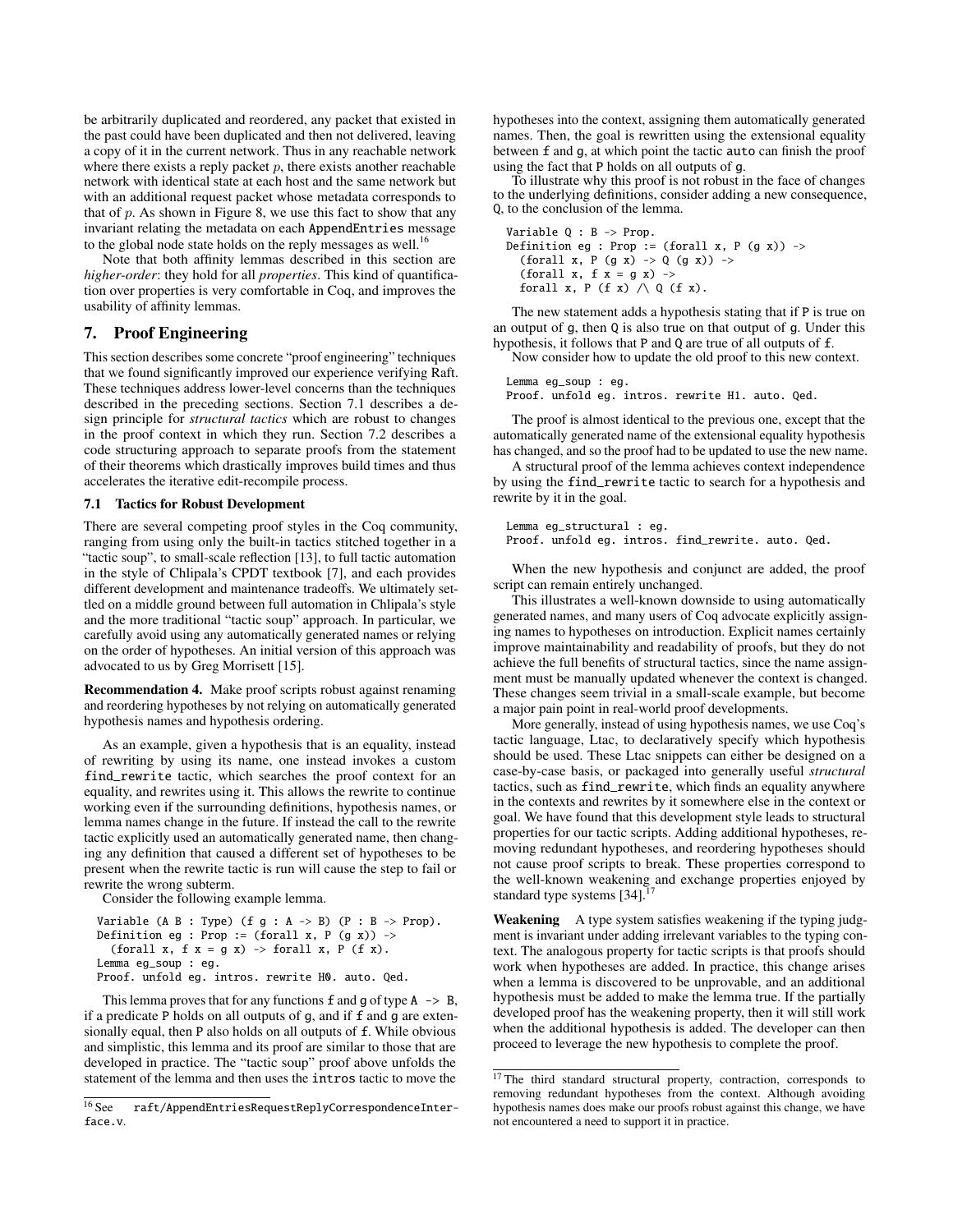be arbitrarily duplicated and reordered, any packet that existed in the past could have been duplicated and then not delivered, leaving a copy of it in the current network. Thus in any reachable network where there exists a reply packet $p$, there exists another reachable network with identical state at each host and the same network but with an additional request packet whose metadata corresponds to that of $p$. As shown in Figure 8, we use this fact to show that any invariant relating the metadata on each AppendEntries message to the global node state holds on the reply messages as well.[16]

Note that both affinity lemmas described in this section are *higher-order*: they hold for all *properties*. This kind of quantification over properties is very comfortable in Coq, and improves the usability of affinity lemmas.

## 7. Proof Engineering

This section describes some concrete "proof engineering" techniques that we found significantly improved our experience verifying Raft. These techniques address lower-level concerns than the techniques described in the preceding sections. Section 7.1 describes a design principle for *structural tactics* which are robust to changes in the proof context in which they run. Section 7.2 describes a code structuring approach to separate proofs from the statement of their theorems which drastically improves build times and thus accelerates the iterative edit-recompile process.

### 7.1 Tactics for Robust Development

There are several competing proof styles in the Coq community, ranging from using only the built-in tactics stitched together in a "tactic soup", to small-scale reflection [13], to full tactic automation in the style of Chlipala's CPDT textbook [7], and each provides different development and maintenance tradeoffs. We ultimately settled on a middle ground between full automation in Chlipala's style and the more traditional "tactic soup" approach. In particular, we carefully avoid using any automatically generated names or relying on the order of hypotheses. An initial version of this approach was advocated to us by Greg Morrisett [15].

**Recommendation 4.** Make proof scripts robust against renaming and reordering hypotheses by not relying on automatically generated hypothesis names and hypothesis ordering.

As an example, given a hypothesis that is an equality, instead of rewriting by using its name, one instead invokes a custom find_rewrite tactic, which searches the proof context for an equality, and rewrites using it. This allows the rewrite to continue working even if the surrounding definitions, hypothesis names, or lemma names change in the future. If instead the call to the rewrite tactic explicitly used an automatically generated name, then changing any definition that caused a different set of hypotheses to be present when the rewrite tactic is run will cause the step to fail or rewrite the wrong subterm.

Consider the following example lemma.

```
Variable (A B : Type) (f g : A -> B) (P : B -> Prop).
Definition eg : Prop := (forall x, P (g x)) ->
  (forall x, f x = g x) -> forall x, P (f x).
Lemma eg_soup : eg.
Proof. unfold eg. intros. rewrite H0. auto. Qed.
```

This lemma proves that for any functions f and g of type A -> B, if a predicate P holds on all outputs of g, and if f and g are extensionally equal, then P also holds on all outputs of f. While obvious and simplistic, this lemma and its proof are similar to those that are developed in practice. The "tactic soup" proof above unfolds the statement of the lemma and then uses the intros tactic to move the hypotheses into the context, assigning them automatically generated names. Then, the goal is rewritten using the extensional equality between f and g, at which point the tactic auto can finish the proof using the fact that P holds on all outputs of g.

To illustrate why this proof is not robust in the face of changes to the underlying definitions, consider adding a new consequence, Q, to the conclusion of the lemma.

```
Variable Q : B -> Prop.
Definition eg : Prop := (forall x, P (g x)) ->
  (forall x, P (g x) -> Q (g x)) ->
  (forall x, f x = g x) ->
  forall x, P (f x) /\ Q (f x).
```

The new statement adds a hypothesis stating that if P is true on an output of g, then Q is also true on that output of g. Under this hypothesis, it follows that P and Q are true of all outputs of f.

Now consider how to update the old proof to this new context.

```
Lemma eg_soup : eg.
Proof. unfold eg. intros. rewrite H1. auto. Qed.
```

The proof is almost identical to the previous one, except that the automatically generated name of the extensional equality hypothesis has changed, and so the proof had to be updated to use the new name.

A structural proof of the lemma achieves context independence by using the find_rewrite tactic to search for a hypothesis and rewrite by it in the goal.

```
Lemma eg_structural : eg.
Proof. unfold eg. intros. find_rewrite. auto. Qed.
```

When the new hypothesis and conjunct are added, the proof script can remain entirely unchanged.

This illustrates a well-known downside to using automatically generated names, and many users of Coq advocate explicitly assigning names to hypotheses on introduction. Explicit names certainly improve maintainability and readability of proofs, but they do not achieve the full benefits of structural tactics, since the name assignment must be manually updated whenever the context is changed. These changes seem trivial in a small-scale example, but become a major pain point in real-world proof developments.

More generally, instead of using hypothesis names, we use Coq's tactic language, Ltac, to declaratively specify which hypothesis should be used. These Ltac snippets can either be designed on a case-by-case basis, or packaged into generally useful *structural* tactics, such as find_rewrite, which finds an equality anywhere in the contexts and rewrites by it somewhere else in the context or goal. We have found that this development style leads to structural properties for our tactic scripts. Adding additional hypotheses, removing redundant hypotheses, and reordering hypotheses should not cause proof scripts to break. These properties correspond to the well-known weakening and exchange properties enjoyed by standard type systems [34].[17]

**Weakening** A type system satisfies weakening if the typing judgment is invariant under adding irrelevant variables to the typing context. The analogous property for tactic scripts is that proofs should work when hypotheses are added. In practice, this change arises when a lemma is discovered to be unprovable, and an additional hypothesis must be added to make the lemma true. If the partially developed proof has the weakening property, then it will still work when the additional hypothesis is added. The developer can then proceed to leverage the new hypothesis to complete the proof.

[16] See raft/AppendEntriesRequestReplyCorrespondenceInterface.v.

[17] The third standard structural property, contraction, corresponds to removing redundant hypotheses from the context. Although avoiding hypothesis names does make our proofs robust against this change, we have not encountered a need to support it in practice.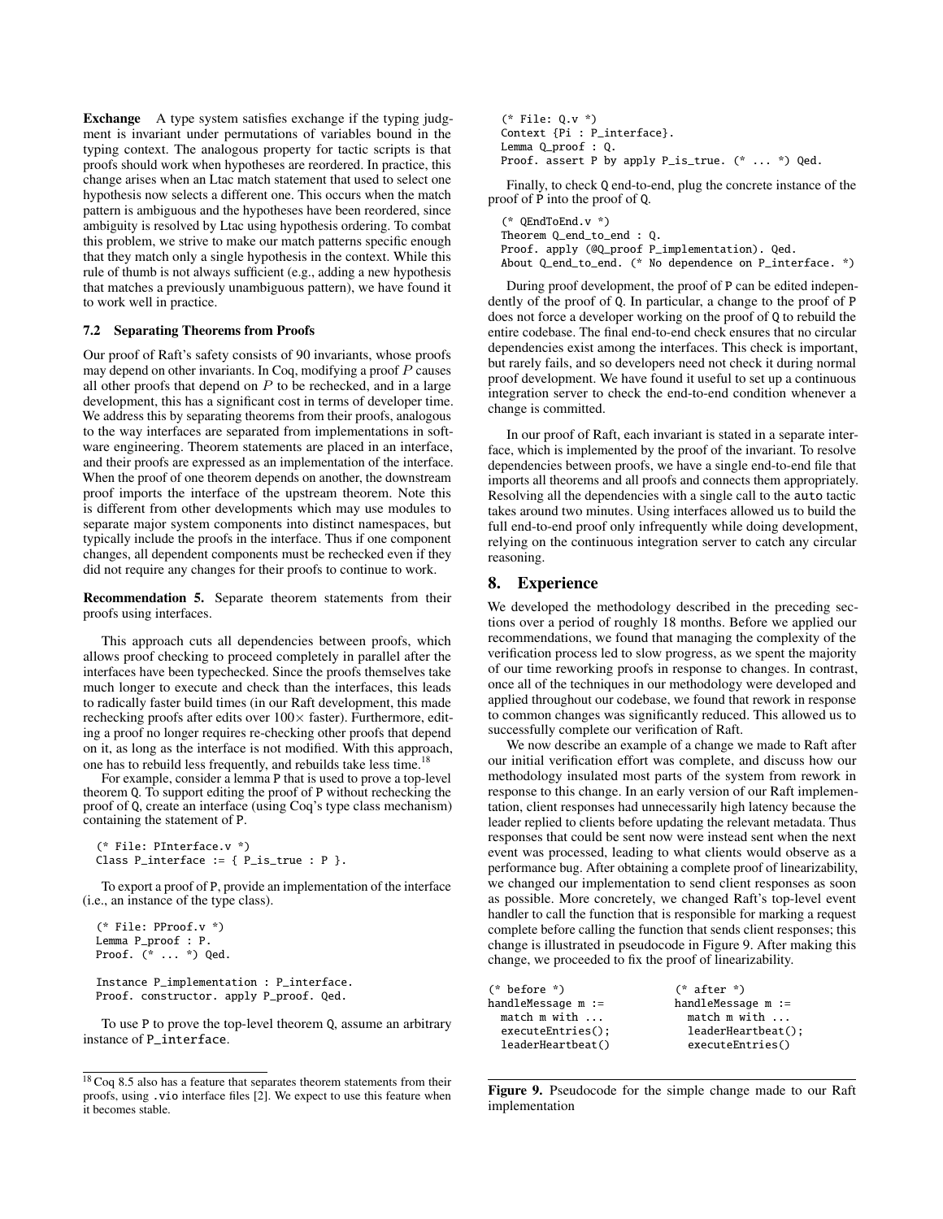**Exchange** A type system satisfies exchange if the typing judgment is invariant under permutations of variables bound in the typing context. The analogous property for tactic scripts is that proofs should work when hypotheses are reordered. In practice, this change arises when an Ltac match statement that used to select one hypothesis now selects a different one. This occurs when the match pattern is ambiguous and the hypotheses have been reordered, since ambiguity is resolved by Ltac using hypothesis ordering. To combat this problem, we strive to make our match patterns specific enough that they match only a single hypothesis in the context. While this rule of thumb is not always sufficient (e.g., adding a new hypothesis that matches a previously unambiguous pattern), we have found it to work well in practice.

### 7.2 Separating Theorems from Proofs

Our proof of Raft's safety consists of 90 invariants, whose proofs may depend on other invariants. In Coq, modifying a proof $P$ causes all other proofs that depend on $P$ to be rechecked, and in a large development, this has a significant cost in terms of developer time. We address this by separating theorems from their proofs, analogous to the way interfaces are separated from implementations in software engineering. Theorem statements are placed in an interface, and their proofs are expressed as an implementation of the interface. When the proof of one theorem depends on another, the downstream proof imports the interface of the upstream theorem. Note this is different from other developments which may use modules to separate major system components into distinct namespaces, but typically include the proofs in the interface. Thus if one component changes, all dependent components must be rechecked even if they did not require any changes for their proofs to continue to work.

**Recommendation 5.** Separate theorem statements from their proofs using interfaces.

This approach cuts all dependencies between proofs, which allows proof checking to proceed completely in parallel after the interfaces have been typechecked. Since the proofs themselves take much longer to execute and check than the interfaces, this leads to radically faster build times (in our Raft development, this made rechecking proofs after edits over 100× faster). Furthermore, editing a proof no longer requires re-checking other proofs that depend on it, as long as the interface is not modified. With this approach, one has to rebuild less frequently, and rebuilds take less time.[18]

For example, consider a lemma P that is used to prove a top-level theorem Q. To support editing the proof of P without rechecking the proof of Q, create an interface (using Coq's type class mechanism) containing the statement of P.

```
(* File: PInterface.v *)
Class P_interface := { P_is_true : P }.
```

To export a proof of P, provide an implementation of the interface (i.e., an instance of the type class).

```
(* File: PProof.v *)
Lemma P_proof : P.
Proof. (* ... *) Qed.

Instance P_implementation : P_interface.
Proof. constructor. apply P_proof. Qed.
```

To use P to prove the top-level theorem Q, assume an arbitrary instance of P_interface.

```
(* File: Q.v *)
Context {Pi : P_interface}.
Lemma Q_proof : Q.
Proof. assert P by apply P_is_true. (* ... *) Qed.
```

Finally, to check Q end-to-end, plug the concrete instance of the proof of P into the proof of Q.

```
(* QEndToEnd.v *)
Theorem Q_end_to_end : Q.
Proof. apply (@Q_proof P_implementation). Qed.
About Q_end_to_end. (* No dependence on P_interface. *)
```

During proof development, the proof of P can be edited independently of the proof of Q. In particular, a change to the proof of P does not force a developer working on the proof of Q to rebuild the entire codebase. The final end-to-end check ensures that no circular dependencies exist among the interfaces. This check is important, but rarely fails, and so developers need not check it during normal proof development. We have found it useful to set up a continuous integration server to check the end-to-end condition whenever a change is committed.

In our proof of Raft, each invariant is stated in a separate interface, which is implemented by the proof of the invariant. To resolve dependencies between proofs, we have a single end-to-end file that imports all theorems and all proofs and connects them appropriately. Resolving all the dependencies with a single call to the auto tactic takes around two minutes. Using interfaces allowed us to build the full end-to-end proof only infrequently while doing development, relying on the continuous integration server to catch any circular reasoning.

## 8. Experience

We developed the methodology described in the preceding sections over a period of roughly 18 months. Before we applied our recommendations, we found that managing the complexity of the verification process led to slow progress, as we spent the majority of our time reworking proofs in response to changes. In contrast, once all of the techniques in our methodology were developed and applied throughout our codebase, we found that rework in response to common changes was significantly reduced. This allowed us to successfully complete our verification of Raft.

We now describe an example of a change we made to Raft after our initial verification effort was complete, and discuss how our methodology insulated most parts of the system from rework in response to this change. In an early version of our Raft implementation, client responses had unnecessarily high latency because the leader replied to clients before updating the relevant metadata. Thus responses that could be sent now were instead sent when the next event was processed, leading to what clients would observe as a performance bug. After obtaining a complete proof of linearizability, we changed our implementation to send client responses as soon as possible. More concretely, we changed Raft's top-level event handler to call the function that is responsible for marking a request complete before calling the function that sends client responses; this change is illustrated in pseudocode in Figure 9. After making this change, we proceeded to fix the proof of linearizability.

```
(* before *)              (* after *)
handleMessage m :=        handleMessage m :=
  match m with ...          match m with ...
  executeEntries();         leaderHeartbeat();
  leaderHeartbeat()         executeEntries()
```

**Figure 9.** Pseudocode for the simple change made to our Raft implementation

[18] Coq 8.5 also has a feature that separates theorem statements from their proofs, using .vio interface files [2]. We expect to use this feature when it becomes stable.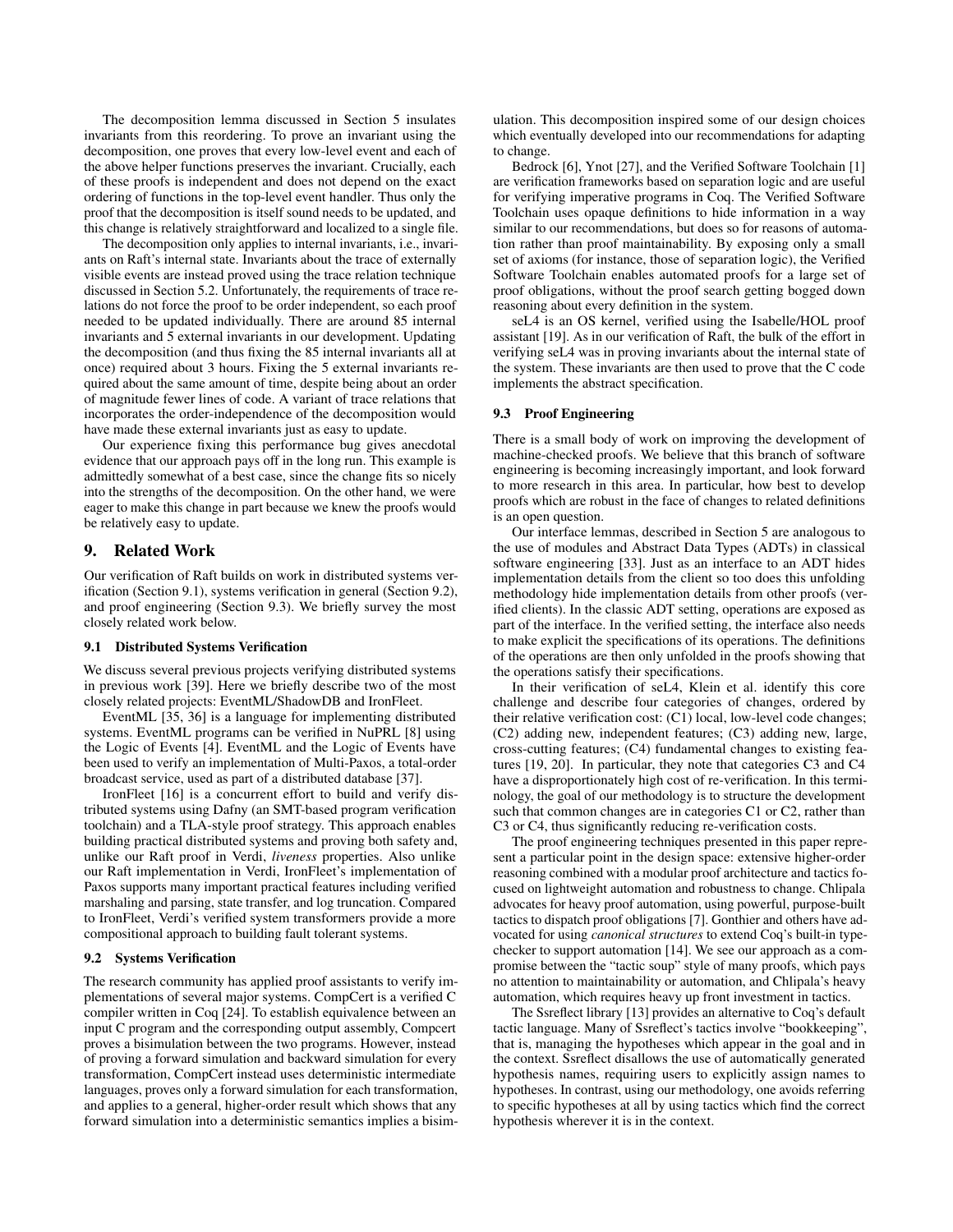The decomposition lemma discussed in Section 5 insulates invariants from this reordering. To prove an invariant using the decomposition, one proves that every low-level event and each of the above helper functions preserves the invariant. Crucially, each of these proofs is independent and does not depend on the exact ordering of functions in the top-level event handler. Thus only the proof that the decomposition is itself sound needs to be updated, and this change is relatively straightforward and localized to a single file.

The decomposition only applies to internal invariants, i.e., invariants on Raft's internal state. Invariants about the trace of externally visible events are instead proved using the trace relation technique discussed in Section 5.2. Unfortunately, the requirements of trace relations do not force the proof to be order independent, so each proof needed to be updated individually. There are around 85 internal invariants and 5 external invariants in our development. Updating the decomposition (and thus fixing the 85 internal invariants all at once) required about 3 hours. Fixing the 5 external invariants required about the same amount of time, despite being about an order of magnitude fewer lines of code. A variant of trace relations that incorporates the order-independence of the decomposition would have made these external invariants just as easy to update.

Our experience fixing this performance bug gives anecdotal evidence that our approach pays off in the long run. This example is admittedly somewhat of a best case, since the change fits so nicely into the strengths of the decomposition. On the other hand, we were eager to make this change in part because we knew the proofs would be relatively easy to update.

## 9. Related Work

Our verification of Raft builds on work in distributed systems verification (Section 9.1), systems verification in general (Section 9.2), and proof engineering (Section 9.3). We briefly survey the most closely related work below.

### 9.1 Distributed Systems Verification

We discuss several previous projects verifying distributed systems in previous work [39]. Here we briefly describe two of the most closely related projects: EventML/ShadowDB and IronFleet.

EventML [35, 36] is a language for implementing distributed systems. EventML programs can be verified in NuPRL [8] using the Logic of Events [4]. EventML and the Logic of Events have been used to verify an implementation of Multi-Paxos, a total-order broadcast service, used as part of a distributed database [37].

IronFleet [16] is a concurrent effort to build and verify distributed systems using Dafny (an SMT-based program verification toolchain) and a TLA-style proof strategy. This approach enables building practical distributed systems and proving both safety and, unlike our Raft proof in Verdi, *liveness* properties. Also unlike our Raft implementation in Verdi, IronFleet's implementation of Paxos supports many important practical features including verified marshaling and parsing, state transfer, and log truncation. Compared to IronFleet, Verdi's verified system transformers provide a more compositional approach to building fault tolerant systems.

### 9.2 Systems Verification

The research community has applied proof assistants to verify implementations of several major systems. CompCert is a verified C compiler written in Coq [24]. To establish equivalence between an input C program and the corresponding output assembly, Compcert proves a bisimulation between the two programs. However, instead of proving a forward simulation and backward simulation for every transformation, CompCert instead uses deterministic intermediate languages, proves only a forward simulation for each transformation, and applies to a general, higher-order result which shows that any forward simulation into a deterministic semantics implies a bisimulation. This decomposition inspired some of our design choices which eventually developed into our recommendations for adapting to change.

Bedrock [6], Ynot [27], and the Verified Software Toolchain [1] are verification frameworks based on separation logic and are useful for verifying imperative programs in Coq. The Verified Software Toolchain uses opaque definitions to hide information in a way similar to our recommendations, but does so for reasons of automation rather than proof maintainability. By exposing only a small set of axioms (for instance, those of separation logic), the Verified Software Toolchain enables automated proofs for a large set of proof obligations, without the proof search getting bogged down reasoning about every definition in the system.

seL4 is an OS kernel, verified using the Isabelle/HOL proof assistant [19]. As in our verification of Raft, the bulk of the effort in verifying seL4 was in proving invariants about the internal state of the system. These invariants are then used to prove that the C code implements the abstract specification.

### 9.3 Proof Engineering

There is a small body of work on improving the development of machine-checked proofs. We believe that this branch of software engineering is becoming increasingly important, and look forward to more research in this area. In particular, how best to develop proofs which are robust in the face of changes to related definitions is an open question.

Our interface lemmas, described in Section 5 are analogous to the use of modules and Abstract Data Types (ADTs) in classical software engineering [33]. Just as an interface to an ADT hides implementation details from the client so too does this unfolding methodology hide implementation details from other proofs (verified clients). In the classic ADT setting, operations are exposed as part of the interface. In the verified setting, the interface also needs to make explicit the specifications of its operations. The definitions of the operations are then only unfolded in the proofs showing that the operations satisfy their specifications.

In their verification of seL4, Klein et al. identify this core challenge and describe four categories of changes, ordered by their relative verification cost: (C1) local, low-level code changes; (C2) adding new, independent features; (C3) adding new, large, cross-cutting features; (C4) fundamental changes to existing features [19, 20]. In particular, they note that categories C3 and C4 have a disproportionately high cost of re-verification. In this terminology, the goal of our methodology is to structure the development such that common changes are in categories C1 or C2, rather than C3 or C4, thus significantly reducing re-verification costs.

The proof engineering techniques presented in this paper represent a particular point in the design space: extensive higher-order reasoning combined with a modular proof architecture and tactics focused on lightweight automation and robustness to change. Chlipala advocates for heavy proof automation, using powerful, purpose-built tactics to dispatch proof obligations [7]. Gonthier and others have advocated for using *canonical structures* to extend Coq's built-in typechecker to support automation [14]. We see our approach as a compromise between the "tactic soup" style of many proofs, which pays no attention to maintainability or automation, and Chlipala's heavy automation, which requires heavy up front investment in tactics.

The Ssreflect library [13] provides an alternative to Coq's default tactic language. Many of Ssreflect's tactics involve "bookkeeping", that is, managing the hypotheses which appear in the goal and in the context. Ssreflect disallows the use of automatically generated hypothesis names, requiring users to explicitly assign names to hypotheses. In contrast, using our methodology, one avoids referring to specific hypotheses at all by using tactics which find the correct hypothesis wherever it is in the context.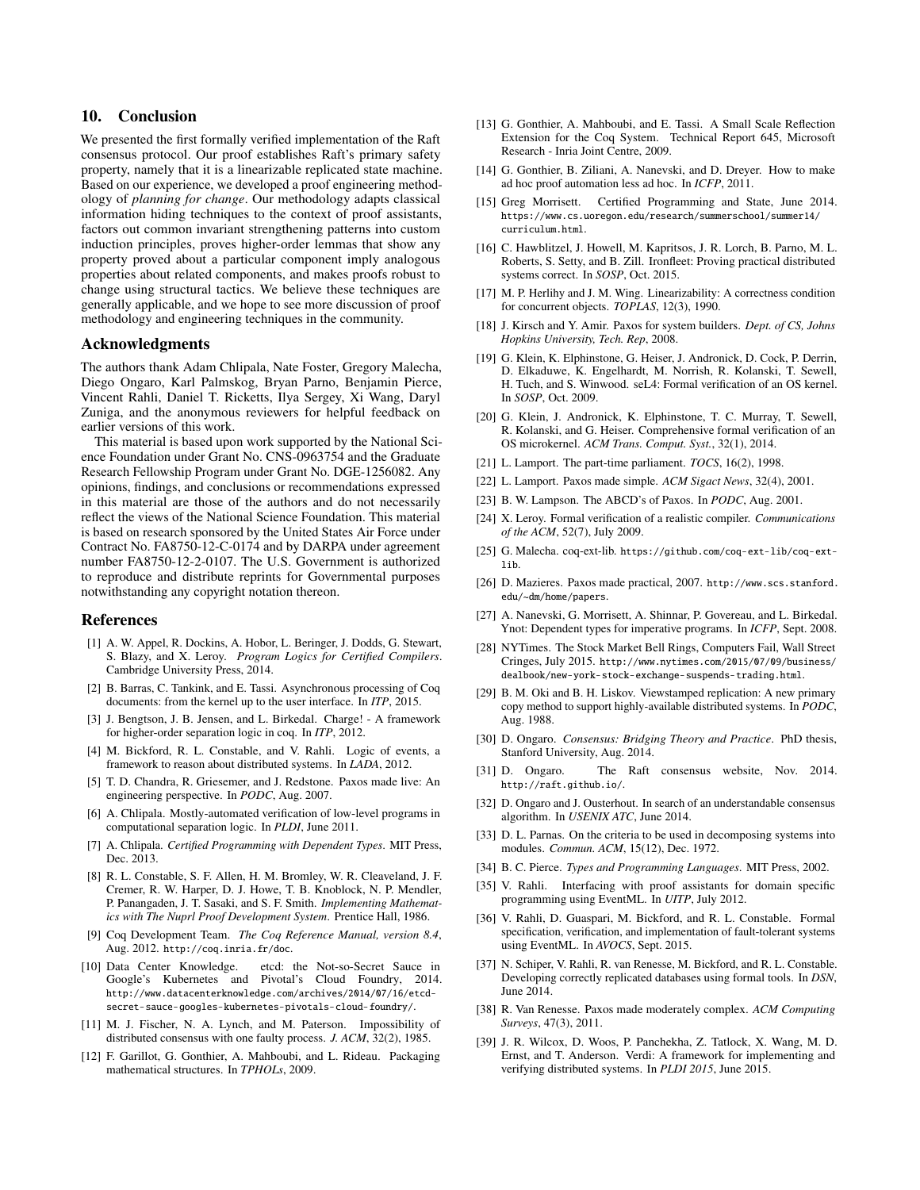## 10. Conclusion

We presented the first formally verified implementation of the Raft consensus protocol. Our proof establishes Raft's primary safety property, namely that it is a linearizable replicated state machine. Based on our experience, we developed a proof engineering methodology of *planning for change*. Our methodology adapts classical information hiding techniques to the context of proof assistants, factors out common invariant strengthening patterns into custom induction principles, proves higher-order lemmas that show any property proved about a particular component imply analogous properties about related components, and makes proofs robust to change using structural tactics. We believe these techniques are generally applicable, and we hope to see more discussion of proof methodology and engineering techniques in the community.

## Acknowledgments

The authors thank Adam Chlipala, Nate Foster, Gregory Malecha, Diego Ongaro, Karl Palmskog, Bryan Parno, Benjamin Pierce, Vincent Rahli, Daniel T. Ricketts, Ilya Sergey, Xi Wang, Daryl Zuniga, and the anonymous reviewers for helpful feedback on earlier versions of this work.

This material is based upon work supported by the National Science Foundation under Grant No. CNS-0963754 and the Graduate Research Fellowship Program under Grant No. DGE-1256082. Any opinions, findings, and conclusions or recommendations expressed in this material are those of the authors and do not necessarily reflect the views of the National Science Foundation. This material is based on research sponsored by the United States Air Force under Contract No. FA8750-12-C-0174 and by DARPA under agreement number FA8750-12-2-0107. The U.S. Government is authorized to reproduce and distribute reprints for Governmental purposes notwithstanding any copyright notation thereon.

## References

[1] A. W. Appel, R. Dockins, A. Hobor, L. Beringer, J. Dodds, G. Stewart, S. Blazy, and X. Leroy. *Program Logics for Certified Compilers*. Cambridge University Press, 2014.

[2] B. Barras, C. Tankink, and E. Tassi. Asynchronous processing of Coq documents: from the kernel up to the user interface. In *ITP*, 2015.

[3] J. Bengtson, J. B. Jensen, and L. Birkedal. Charge! - A framework for higher-order separation logic in coq. In *ITP*, 2012.

[4] M. Bickford, R. L. Constable, and V. Rahli. Logic of events, a framework to reason about distributed systems. In *LADA*, 2012.

[5] T. D. Chandra, R. Griesemer, and J. Redstone. Paxos made live: An engineering perspective. In *PODC*, Aug. 2007.

[6] A. Chlipala. Mostly-automated verification of low-level programs in computational separation logic. In *PLDI*, June 2011.

[7] A. Chlipala. *Certified Programming with Dependent Types*. MIT Press, Dec. 2013.

[8] R. L. Constable, S. F. Allen, H. M. Bromley, W. R. Cleaveland, J. F. Cremer, R. W. Harper, D. J. Howe, T. B. Knoblock, N. P. Mendler, P. Panangaden, J. T. Sasaki, and S. F. Smith. *Implementing Mathematics with The Nuprl Proof Development System*. Prentice Hall, 1986.

[9] Coq Development Team. *The Coq Reference Manual, version 8.4*, Aug. 2012. http://coq.inria.fr/doc.

[10] Data Center Knowledge. etcd: the Not-so-Secret Sauce in Google's Kubernetes and Pivotal's Cloud Foundry, 2014. http://www.datacenterknowledge.com/archives/2014/07/16/etcd-secret-sauce-googles-kubernetes-pivotals-cloud-foundry/.

[11] M. J. Fischer, N. A. Lynch, and M. Paterson. Impossibility of distributed consensus with one faulty process. *J. ACM*, 32(2), 1985.

[12] F. Garillot, G. Gonthier, A. Mahboubi, and L. Rideau. Packaging mathematical structures. In *TPHOLs*, 2009.

[13] G. Gonthier, A. Mahboubi, and E. Tassi. A Small Scale Reflection Extension for the Coq System. Technical Report 645, Microsoft Research - Inria Joint Centre, 2009.

[14] G. Gonthier, B. Ziliani, A. Nanevski, and D. Dreyer. How to make ad hoc proof automation less ad hoc. In *ICFP*, 2011.

[15] Greg Morrisett. Certified Programming and State, June 2014. https://www.cs.uoregon.edu/research/summerschool/summer14/curriculum.html.

[16] C. Hawblitzel, J. Howell, M. Kapritsos, J. R. Lorch, B. Parno, M. L. Roberts, S. Setty, and B. Zill. Ironfleet: Proving practical distributed systems correct. In *SOSP*, Oct. 2015.

[17] M. P. Herlihy and J. M. Wing. Linearizability: A correctness condition for concurrent objects. *TOPLAS*, 12(3), 1990.

[18] J. Kirsch and Y. Amir. Paxos for system builders. *Dept. of CS, Johns Hopkins University, Tech. Rep*, 2008.

[19] G. Klein, K. Elphinstone, G. Heiser, J. Andronick, D. Cock, P. Derrin, D. Elkaduwe, K. Engelhardt, M. Norrish, R. Kolanski, T. Sewell, H. Tuch, and S. Winwood. seL4: Formal verification of an OS kernel. In *SOSP*, Oct. 2009.

[20] G. Klein, J. Andronick, K. Elphinstone, T. C. Murray, T. Sewell, R. Kolanski, and G. Heiser. Comprehensive formal verification of an OS microkernel. *ACM Trans. Comput. Syst.*, 32(1), 2014.

[21] L. Lamport. The part-time parliament. *TOCS*, 16(2), 1998.

[22] L. Lamport. Paxos made simple. *ACM Sigact News*, 32(4), 2001.

[23] B. W. Lampson. The ABCD's of Paxos. In *PODC*, Aug. 2001.

[24] X. Leroy. Formal verification of a realistic compiler. *Communications of the ACM*, 52(7), July 2009.

[25] G. Malecha. coq-ext-lib. https://github.com/coq-ext-lib/coq-ext-lib.

[26] D. Mazieres. Paxos made practical, 2007. http://www.scs.stanford.edu/~dm/home/papers.

[27] A. Nanevski, G. Morrisett, A. Shinnar, P. Govereau, and L. Birkedal. Ynot: Dependent types for imperative programs. In *ICFP*, Sept. 2008.

[28] NYTimes. The Stock Market Bell Rings, Computers Fail, Wall Street Cringes, July 2015. http://www.nytimes.com/2015/07/09/business/dealbook/new-york-stock-exchange-suspends-trading.html.

[29] B. M. Oki and B. H. Liskov. Viewstamped replication: A new primary copy method to support highly-available distributed systems. In *PODC*, Aug. 1988.

[30] D. Ongaro. *Consensus: Bridging Theory and Practice*. PhD thesis, Stanford University, Aug. 2014.

[31] D. Ongaro. The Raft consensus website, Nov. 2014. http://raft.github.io/.

[32] D. Ongaro and J. Ousterhout. In search of an understandable consensus algorithm. In *USENIX ATC*, June 2014.

[33] D. L. Parnas. On the criteria to be used in decomposing systems into modules. *Commun. ACM*, 15(12), Dec. 1972.

[34] B. C. Pierce. *Types and Programming Languages*. MIT Press, 2002.

[35] V. Rahli. Interfacing with proof assistants for domain specific programming using EventML. In *UITP*, July 2012.

[36] V. Rahli, D. Guaspari, M. Bickford, and R. L. Constable. Formal specification, verification, and implementation of fault-tolerant systems using EventML. In *AVOCS*, Sept. 2015.

[37] N. Schiper, V. Rahli, R. van Renesse, M. Bickford, and R. L. Constable. Developing correctly replicated databases using formal tools. In *DSN*, June 2014.

[38] R. Van Renesse. Paxos made moderately complex. *ACM Computing Surveys*, 47(3), 2011.

[39] J. R. Wilcox, D. Woos, P. Panchekha, Z. Tatlock, X. Wang, M. D. Ernst, and T. Anderson. Verdi: A framework for implementing and verifying distributed systems. In *PLDI 2015*, June 2015.